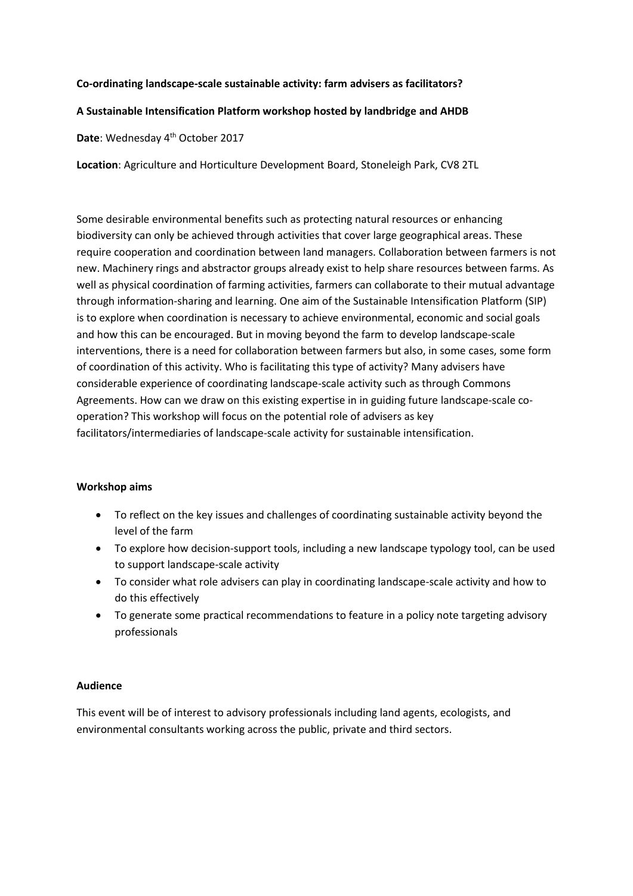**Co-ordinating landscape-scale sustainable activity: farm advisers as facilitators?**

**A Sustainable Intensification Platform workshop hosted by landbridge and AHDB**

**Date**: Wednesday 4th October 2017

**Location**: Agriculture and Horticulture Development Board, Stoneleigh Park, CV8 2TL

Some desirable environmental benefits such as protecting natural resources or enhancing biodiversity can only be achieved through activities that cover large geographical areas. These require cooperation and coordination between land managers. Collaboration between farmers is not new. Machinery rings and abstractor groups already exist to help share resources between farms. As well as physical coordination of farming activities, farmers can collaborate to their mutual advantage through information-sharing and learning. One aim of the Sustainable Intensification Platform (SIP) is to explore when coordination is necessary to achieve environmental, economic and social goals and how this can be encouraged. But in moving beyond the farm to develop landscape-scale interventions, there is a need for collaboration between farmers but also, in some cases, some form of coordination of this activity. Who is facilitating this type of activity? Many advisers have considerable experience of coordinating landscape-scale activity such as through Commons Agreements. How can we draw on this existing expertise in in guiding future landscape-scale co-operation? This workshop will focus on the potential role of advisers as key facilitators/intermediaries of landscape-scale activity for sustainable intensification.

**Workshop aims**

- To reflect on the key issues and challenges of coordinating sustainable activity beyond the level of the farm
- To explore how decision-support tools, including a new landscape typology tool, can be used to support landscape-scale activity
- To consider what role advisers can play in coordinating landscape-scale activity and how to do this effectively
- To generate some practical recommendations to feature in a policy note targeting advisory professionals

**Audience**

This event will be of interest to advisory professionals including land agents, ecologists, and environmental consultants working across the public, private and third sectors.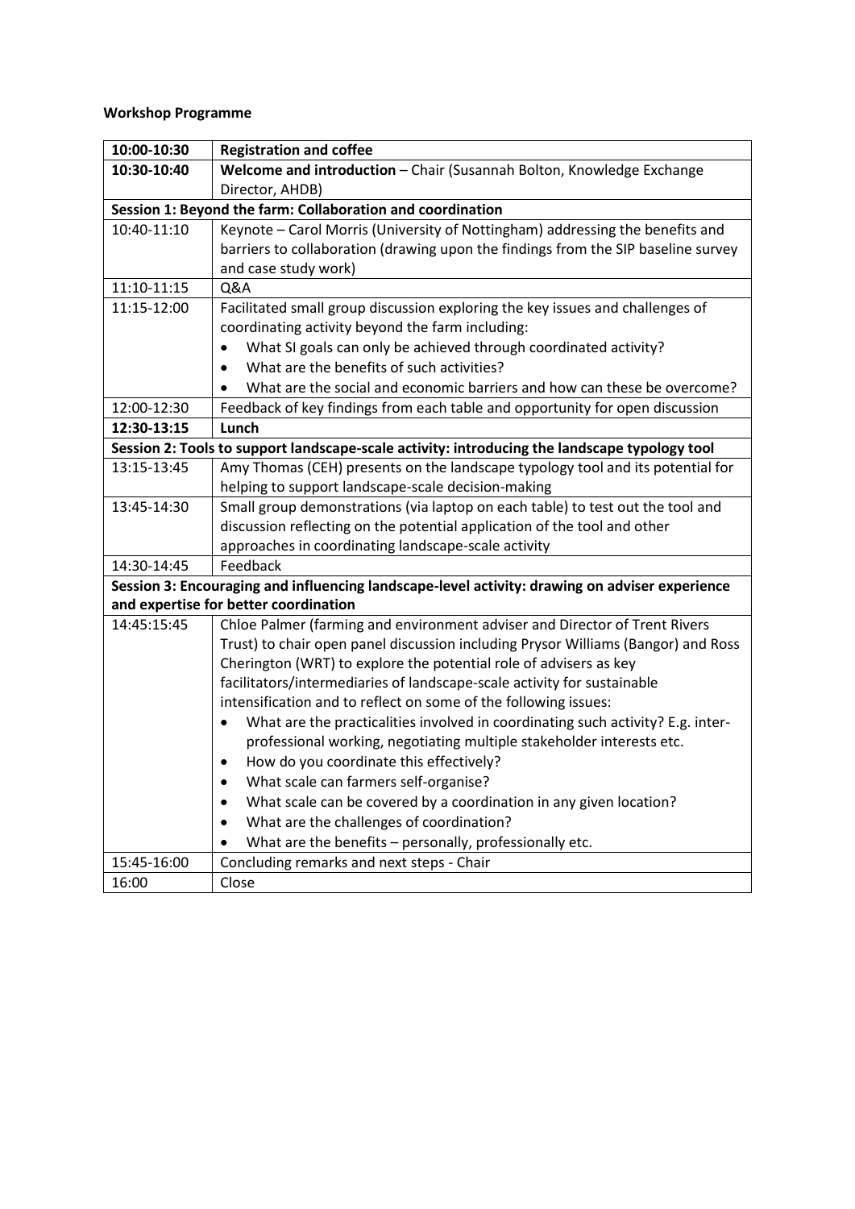**Workshop Programme**

| | |
|---|---|
| **10:00-10:30** | **Registration and coffee** |
| **10:30-10:40** | **Welcome and introduction** – Chair (Susannah Bolton, Knowledge Exchange Director, AHDB) |
| **Session 1: Beyond the farm: Collaboration and coordination** | |
| 10:40-11:10 | Keynote – Carol Morris (University of Nottingham) addressing the benefits and barriers to collaboration (drawing upon the findings from the SIP baseline survey and case study work) |
| 11:10-11:15 | Q&A |
| 11:15-12:00 | Facilitated small group discussion exploring the key issues and challenges of coordinating activity beyond the farm including: <br>• What SI goals can only be achieved through coordinated activity? <br>• What are the benefits of such activities? <br>• What are the social and economic barriers and how can these be overcome? |
| 12:00-12:30 | Feedback of key findings from each table and opportunity for open discussion |
| **12:30-13:15** | **Lunch** |
| **Session 2: Tools to support landscape-scale activity: introducing the landscape typology tool** | |
| 13:15-13:45 | Amy Thomas (CEH) presents on the landscape typology tool and its potential for helping to support landscape-scale decision-making |
| 13:45-14:30 | Small group demonstrations (via laptop on each table) to test out the tool and discussion reflecting on the potential application of the tool and other approaches in coordinating landscape-scale activity |
| 14:30-14:45 | Feedback |
| **Session 3: Encouraging and influencing landscape-level activity: drawing on adviser experience and expertise for better coordination** | |
| 14:45:15:45 | Chloe Palmer (farming and environment adviser and Director of Trent Rivers Trust) to chair open panel discussion including Prysor Williams (Bangor) and Ross Cherington (WRT) to explore the potential role of advisers as key facilitators/intermediaries of landscape-scale activity for sustainable intensification and to reflect on some of the following issues: <br>• What are the practicalities involved in coordinating such activity? E.g. inter-professional working, negotiating multiple stakeholder interests etc. <br>• How do you coordinate this effectively? <br>• What scale can farmers self-organise? <br>• What scale can be covered by a coordination in any given location? <br>• What are the challenges of coordination? <br>• What are the benefits – personally, professionally etc. |
| 15:45-16:00 | Concluding remarks and next steps - Chair |
| 16:00 | Close |